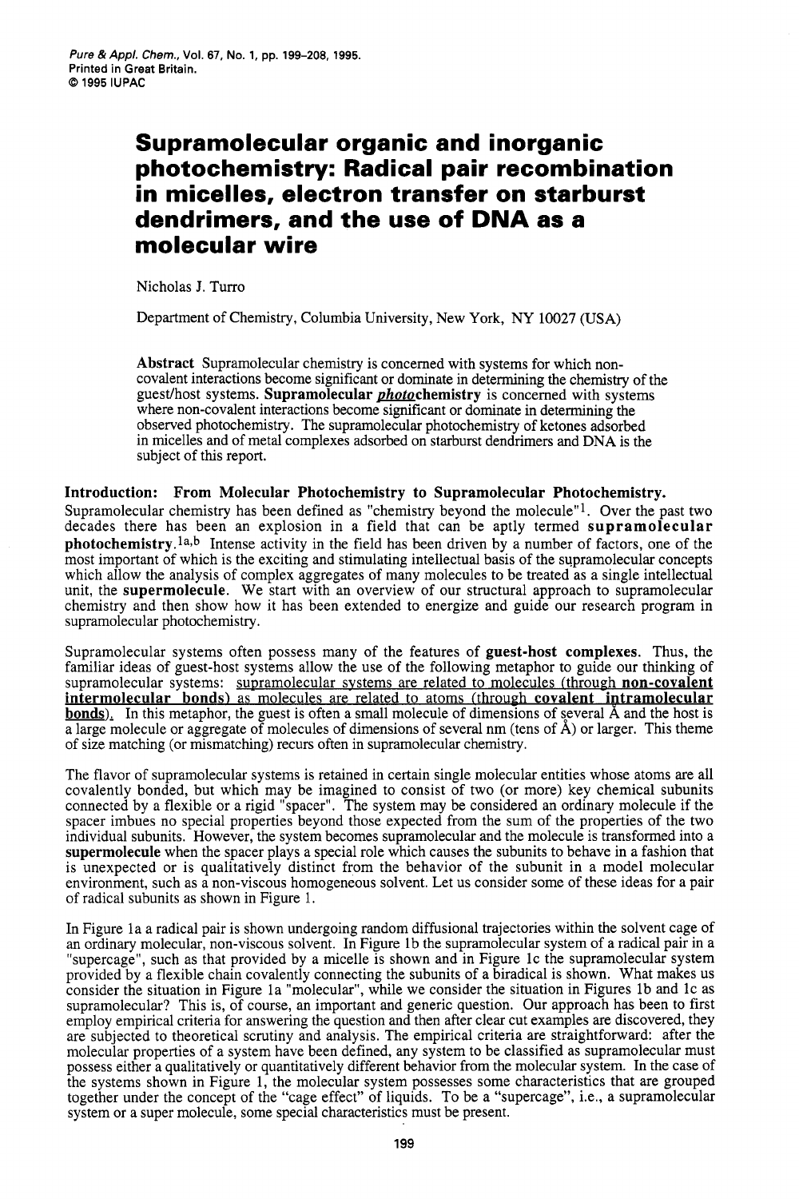# Supramolecular organic and inorganic photochemistry: Radical pair recombination in micelles, electron transfer on starburst dendrimers, and the use of DNA as a molecular wire

Nicholas J. Turro

Department of Chemistry, Columbia University, New York, NY 10027 (USA)

**Abstract** Supramolecular chemistry is concerned with systems for which non-covalent interactions become significant or dominate in determining the chemistry of the guest/host systems. **Supramolecular *photo*chemistry** is concerned with systems where non-covalent interactions become significant or dominate in determining the observed photochemistry. The supramolecular photochemistry of ketones adsorbed in micelles and of metal complexes adsorbed on starburst dendrimers and DNA is the subject of this report.

## Introduction: From Molecular Photochemistry to Supramolecular Photochemistry.

Supramolecular chemistry has been defined as "chemistry beyond the molecule"[1]. Over the past two decades there has been an explosion in a field that can be aptly termed **supramolecular photochemistry**.[1a,b] Intense activity in the field has been driven by a number of factors, one of the most important of which is the exciting and stimulating intellectual basis of the supramolecular concepts which allow the analysis of complex aggregates of many molecules to be treated as a single intellectual unit, the **supermolecule**. We start with an overview of our structural approach to supramolecular chemistry and then show how it has been extended to energize and guide our research program in supramolecular photochemistry.

Supramolecular systems often possess many of the features of **guest-host complexes**. Thus, the familiar ideas of guest-host systems allow the use of the following metaphor to guide our thinking of supramolecular systems: supramolecular systems are related to molecules (through **non-covalent intermolecular bonds**) as molecules are related to atoms (through **covalent intramolecular bonds**). In this metaphor, the guest is often a small molecule of dimensions of several Å and the host is a large molecule or aggregate of molecules of dimensions of several nm (tens of Å) or larger. This theme of size matching (or mismatching) recurs often in supramolecular chemistry.

The flavor of supramolecular systems is retained in certain single molecular entities whose atoms are all covalently bonded, but which may be imagined to consist of two (or more) key chemical subunits connected by a flexible or a rigid "spacer". The system may be considered an ordinary molecule if the spacer imbues no special properties beyond those expected from the sum of the properties of the two individual subunits. However, the system becomes supramolecular and the molecule is transformed into a **supermolecule** when the spacer plays a special role which causes the subunits to behave in a fashion that is unexpected or is qualitatively distinct from the behavior of the subunit in a model molecular environment, such as a non-viscous homogeneous solvent. Let us consider some of these ideas for a pair of radical subunits as shown in Figure 1.

In Figure 1a a radical pair is shown undergoing random diffusional trajectories within the solvent cage of an ordinary molecular, non-viscous solvent. In Figure 1b the supramolecular system of a radical pair in a "supercage", such as that provided by a micelle is shown and in Figure 1c the supramolecular system provided by a flexible chain covalently connecting the subunits of a biradical is shown. What makes us consider the situation in Figure 1a "molecular", while we consider the situation in Figures 1b and 1c as supramolecular? This is, of course, an important and generic question. Our approach has been to first employ empirical criteria for answering the question and then after clear cut examples are discovered, they are subjected to theoretical scrutiny and analysis. The empirical criteria are straightforward: after the molecular properties of a system have been defined, any system to be classified as supramolecular must possess either a qualitatively or quantitatively different behavior from the molecular system. In the case of the systems shown in Figure 1, the molecular system possesses some characteristics that are grouped together under the concept of the "cage effect" of liquids. To be a "supercage", i.e., a supramolecular system or a super molecule, some special characteristics must be present.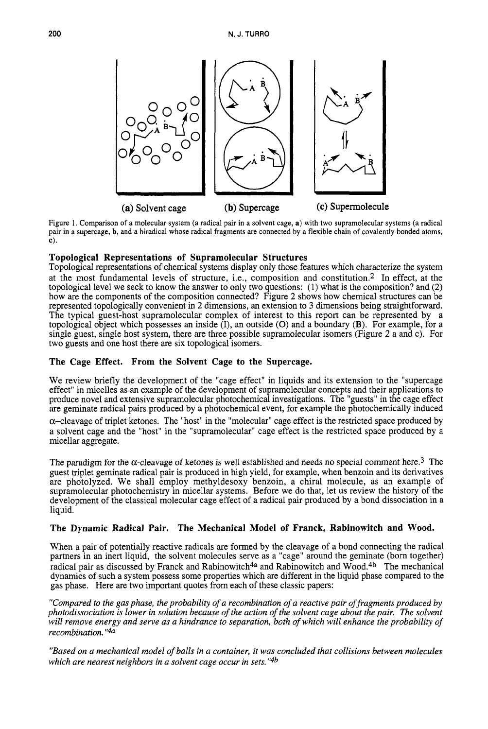(a) Solvent cage (b) Supercage (c) Supermolecule

Figure 1. Comparison of a molecular system (a radical pair in a solvent cage, **a**) with two supramolecular systems (a radical pair in a supercage, **b**, and a biradical whose radical fragments are connected by a flexible chain of covalently bonded atoms, **c**).

## Topological Representations of Supramolecular Structures

Topological representations of chemical systems display only those features which characterize the system at the most fundamental levels of structure, i.e., composition and constitution.[2] In effect, at the topological level we seek to know the answer to only two questions: (1) what is the composition? and (2) how are the components of the composition connected? Figure 2 shows how chemical structures can be represented topologically convenient in 2 dimensions, an extension to 3 dimensions being straightforward. The typical guest-host supramolecular complex of interest to this report can be represented by a topological object which possesses an inside (I), an outside (O) and a boundary (B). For example, for a single guest, single host system, there are three possible supramolecular isomers (Figure 2 a and c). For two guests and one host there are six topological isomers.

## The Cage Effect. From the Solvent Cage to the Supercage.

We review briefly the development of the "cage effect" in liquids and its extension to the "supercage effect" in micelles as an example of the development of supramolecular concepts and their applications to produce novel and extensive supramolecular photochemical investigations. The "guests" in the cage effect are geminate radical pairs produced by a photochemical event, for example the photochemically induced $\alpha$–cleavage of triplet ketones. The "host" in the "molecular" cage effect is the restricted space produced by a solvent cage and the "host" in the "supramolecular" cage effect is the restricted space produced by a micellar aggregate.

The paradigm for the $\alpha$-cleavage of ketones is well established and needs no special comment here.[3] The guest triplet geminate radical pair is produced in high yield, for example, when benzoin and its derivatives are photolyzed. We shall employ methyldesoxy benzoin, a chiral molecule, as an example of supramolecular photochemistry in micellar systems. Before we do that, let us review the history of the development of the classical molecular cage effect of a radical pair produced by a bond dissociation in a liquid.

## The Dynamic Radical Pair. The Mechanical Model of Franck, Rabinowitch and Wood.

When a pair of potentially reactive radicals are formed by the cleavage of a bond connecting the radical partners in an inert liquid, the solvent molecules serve as a "cage" around the geminate (born together) radical pair as discussed by Franck and Rabinowitch[4a] and Rabinowitch and Wood.[4b] The mechanical dynamics of such a system possess some properties which are different in the liquid phase compared to the gas phase. Here are two important quotes from each of these classic papers:

*"Compared to the gas phase, the probability of a recombination of a reactive pair of fragments produced by photodissociation is lower in solution because of the action of the solvent cage about the pair. The solvent will remove energy and serve as a hindrance to separation, both of which will enhance the probability of recombination."*[4a]

*"Based on a mechanical model of balls in a container, it was concluded that collisions between molecules which are nearest neighbors in a solvent cage occur in sets."*[4b]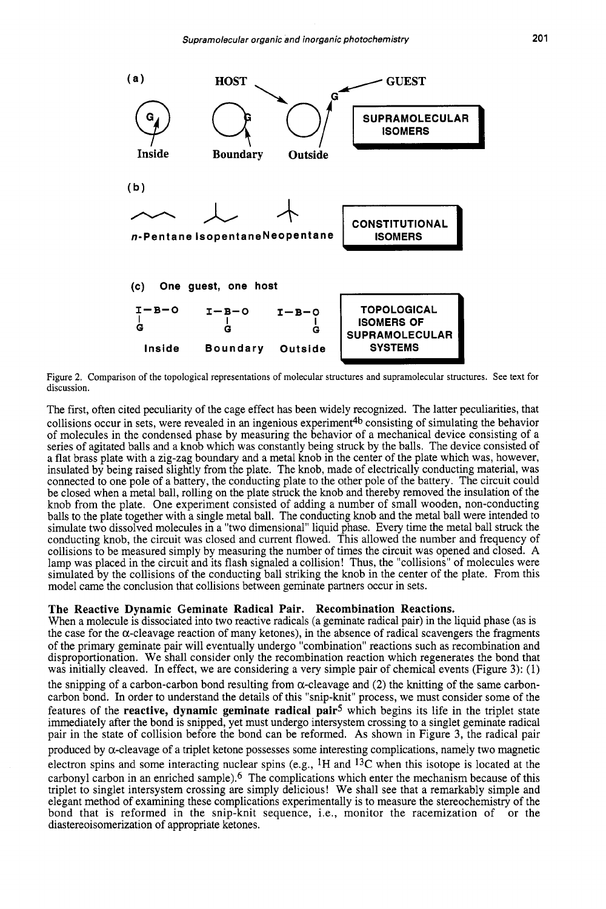(a) HOST GUEST

Inside Boundary Outside

**SUPRAMOLECULAR ISOMERS**

(b)

*n*-Pentane Isopentane Neopentane

**CONSTITUTIONAL ISOMERS**

(c) One guest, one host

I—B—O I—B—O I—B—O

G G G

Inside Boundary Outside

**TOPOLOGICAL ISOMERS OF SUPRAMOLECULAR SYSTEMS**

Figure 2. Comparison of the topological representations of molecular structures and supramolecular structures. See text for discussion.

The first, often cited peculiarity of the cage effect has been widely recognized. The latter peculiarities, that collisions occur in sets, were revealed in an ingenious experiment[4b] consisting of simulating the behavior of molecules in the condensed phase by measuring the behavior of a mechanical device consisting of a series of agitated balls and a knob which was constantly being struck by the balls. The device consisted of a flat brass plate with a zig-zag boundary and a metal knob in the center of the plate which was, however, insulated by being raised slightly from the plate. The knob, made of electrically conducting material, was connected to one pole of a battery, the conducting plate to the other pole of the battery. The circuit could be closed when a metal ball, rolling on the plate struck the knob and thereby removed the insulation of the knob from the plate. One experiment consisted of adding a number of small wooden, non-conducting balls to the plate together with a single metal ball. The conducting knob and the metal ball were intended to simulate two dissolved molecules in a "two dimensional" liquid phase. Every time the metal ball struck the conducting knob, the circuit was closed and current flowed. This allowed the number and frequency of collisions to be measured simply by measuring the number of times the circuit was opened and closed. A lamp was placed in the circuit and its flash signaled a collision! Thus, the "collisions" of molecules were simulated by the collisions of the conducting ball striking the knob in the center of the plate. From this model came the conclusion that collisions between geminate partners occur in sets.

## The Reactive Dynamic Geminate Radical Pair. Recombination Reactions.

When a molecule is dissociated into two reactive radicals (a geminate radical pair) in the liquid phase (as is the case for the α-cleavage reaction of many ketones), in the absence of radical scavengers the fragments of the primary geminate pair will eventually undergo "combination" reactions such as recombination and disproportionation. We shall consider only the recombination reaction which regenerates the bond that was initially cleaved. In effect, we are considering a very simple pair of chemical events (Figure 3): (1) the snipping of a carbon-carbon bond resulting from α-cleavage and (2) the knitting of the same carbon-carbon bond. In order to understand the details of this "snip-knit" process, we must consider some of the features of the **reactive, dynamic geminate radical pair**[5] which begins its life in the triplet state immediately after the bond is snipped, yet must undergo intersystem crossing to a singlet geminate radical pair in the state of collision before the bond can be reformed. As shown in Figure 3, the radical pair produced by α-cleavage of a triplet ketone possesses some interesting complications, namely two magnetic electron spins and some interacting nuclear spins (e.g., $^{1}H$ and $^{13}C$ when this isotope is located at the carbonyl carbon in an enriched sample).[6] The complications which enter the mechanism because of this triplet to singlet intersystem crossing are simply delicious! We shall see that a remarkably simple and elegant method of examining these complications experimentally is to measure the stereochemistry of the bond that is reformed in the snip-knit sequence, i.e., monitor the racemization of or the diastereoisomerization of appropriate ketones.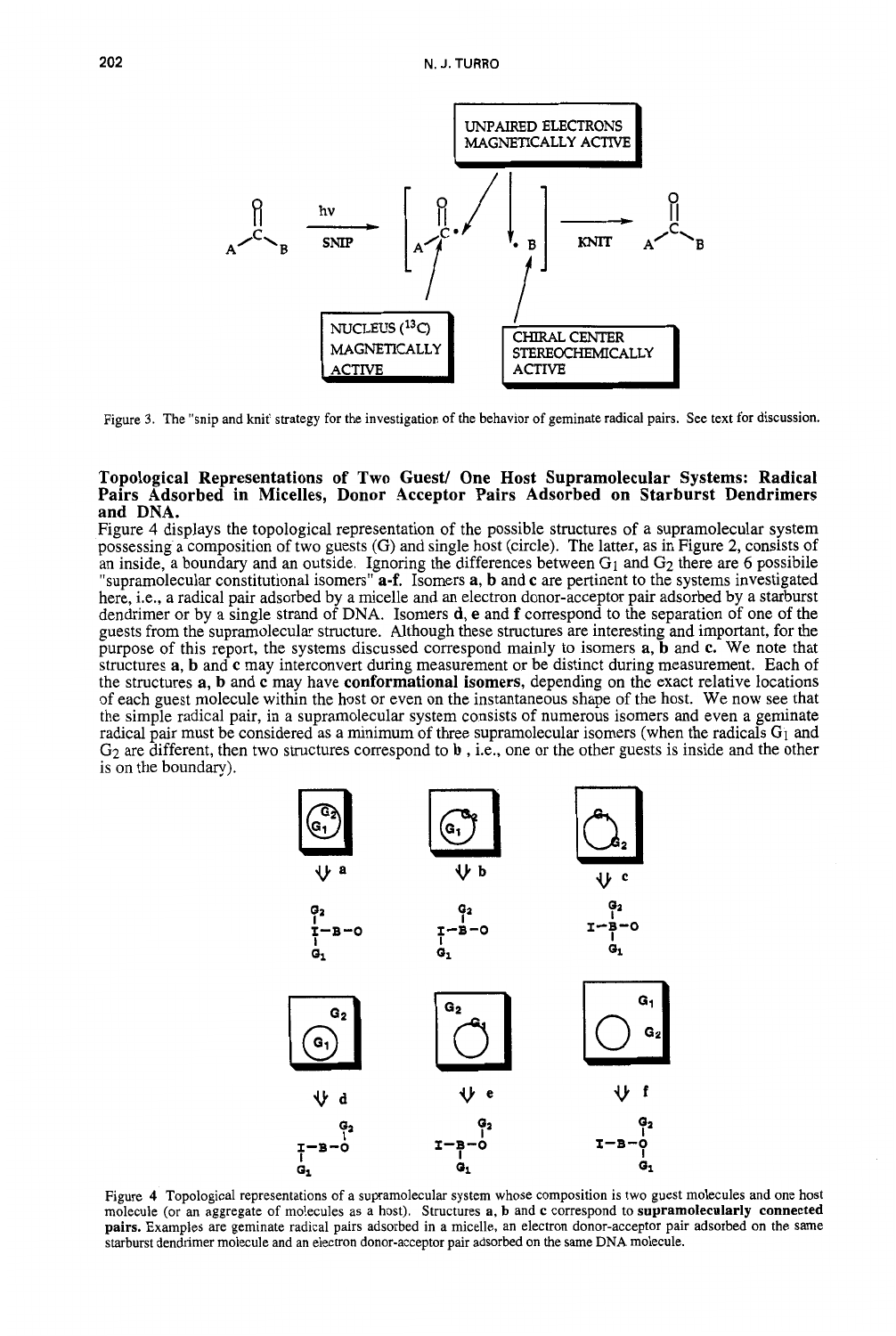Figure 3. The "snip and knit" strategy for the investigation of the behavior of geminate radical pairs. See text for discussion.

### Topological Representations of Two Guest/ One Host Supramolecular Systems: Radical Pairs Adsorbed in Micelles, Donor Acceptor Pairs Adsorbed on Starburst Dendrimers and DNA.

Figure 4 displays the topological representation of the possible structures of a supramolecular system possessing a composition of two guests (G) and single host (circle). The latter, as in Figure 2, consists of an inside, a boundary and an outside. Ignoring the differences between $G_1$ and $G_2$ there are 6 possibile "supramolecular constitutional isomers" **a-f**. Isomers **a**, **b** and **c** are pertinent to the systems investigated here, i.e., a radical pair adsorbed by a micelle and an electron donor-acceptor pair adsorbed by a starburst dendrimer or by a single strand of DNA. Isomers **d**, **e** and **f** correspond to the separation of one of the guests from the supramolecular structure. Although these structures are interesting and important, for the purpose of this report, the systems discussed correspond mainly to isomers **a**, **b** and **c**. We note that structures **a**, **b** and **c** may interconvert during measurement or be distinct during measurement. Each of the structures **a**, **b** and **c** may have **conformational isomers**, depending on the exact relative locations of each guest molecule within the host or even on the instantaneous shape of the host. We now see that the simple radical pair, in a supramolecular system consists of numerous isomers and even a geminate radical pair must be considered as a minimum of three supramolecular isomers (when the radicals $G_1$ and $G_2$ are different, then two structures correspond to **b** , i.e., one or the other guests is inside and the other is on the boundary).

Figure 4 Topological representations of a supramolecular system whose composition is two guest molecules and one host molecule (or an aggregate of molecules as a host). Structures a, b and c correspond to **supramolecularly connected pairs.** Examples are geminate radical pairs adsorbed in a micelle, an electron donor-acceptor pair adsorbed on the same starburst dendrimer molecule and an electron donor-acceptor pair adsorbed on the same DNA molecule.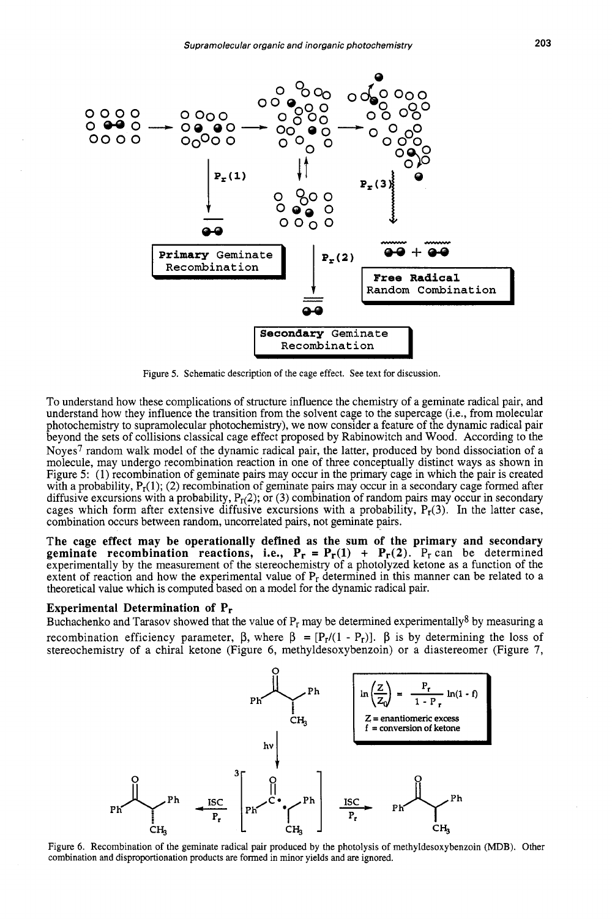Figure 5. Schematic description of the cage effect. See text for discussion.

To understand how these complications of structure influence the chemistry of a geminate radical pair, and understand how they influence the transition from the solvent cage to the supercage (i.e., from molecular photochemistry to supramolecular photochemistry), we now consider a feature of the dynamic radical pair beyond the sets of collisions classical cage effect proposed by Rabinowitch and Wood. According to the Noyes[7] random walk model of the dynamic radical pair, the latter, produced by bond dissociation of a molecule, may undergo recombination reaction in one of three conceptually distinct ways as shown in Figure 5: (1) recombination of geminate pairs may occur in the primary cage in which the pair is created with a probability, $P_r(1)$; (2) recombination of geminate pairs may occur in a secondary cage formed after diffusive excursions with a probability, $P_r(2)$; or (3) combination of random pairs may occur in secondary cages which form after extensive diffusive excursions with a probability, $P_r(3)$. In the latter case, combination occurs between random, uncorrelated pairs, not geminate pairs.

**The cage effect may be operationally defined as the sum of the primary and secondary geminate recombination reactions, i.e., $P_r = P_r(1) + P_r(2)$.** $P_r$ can be determined experimentally by the measurement of the stereochemistry of a photolyzed ketone as a function of the extent of reaction and how the experimental value of $P_r$ determined in this manner can be related to a theoretical value which is computed based on a model for the dynamic radical pair.

## Experimental Determination of $P_r$

Buchachenko and Tarasov showed that the value of $P_r$ may be determined experimentally[8] by measuring a recombination efficiency parameter, $\beta$, where $\beta = [P_r/(1 - P_r)]$. $\beta$ is by determining the loss of stereochemistry of a chiral ketone (Figure 6, methyldesoxybenzoin) or a diastereomer (Figure 7,

$$\ln\left(\frac{Z}{Z_0}\right) = \frac{P_r}{1 - P_r}\ln(1 - f)$$

Z = enantiomeric excess
f = conversion of ketone

Figure 6. Recombination of the geminate radical pair produced by the photolysis of methyldesoxybenzoin (MDB). Other combination and disproportionation products are formed in minor yields and are ignored.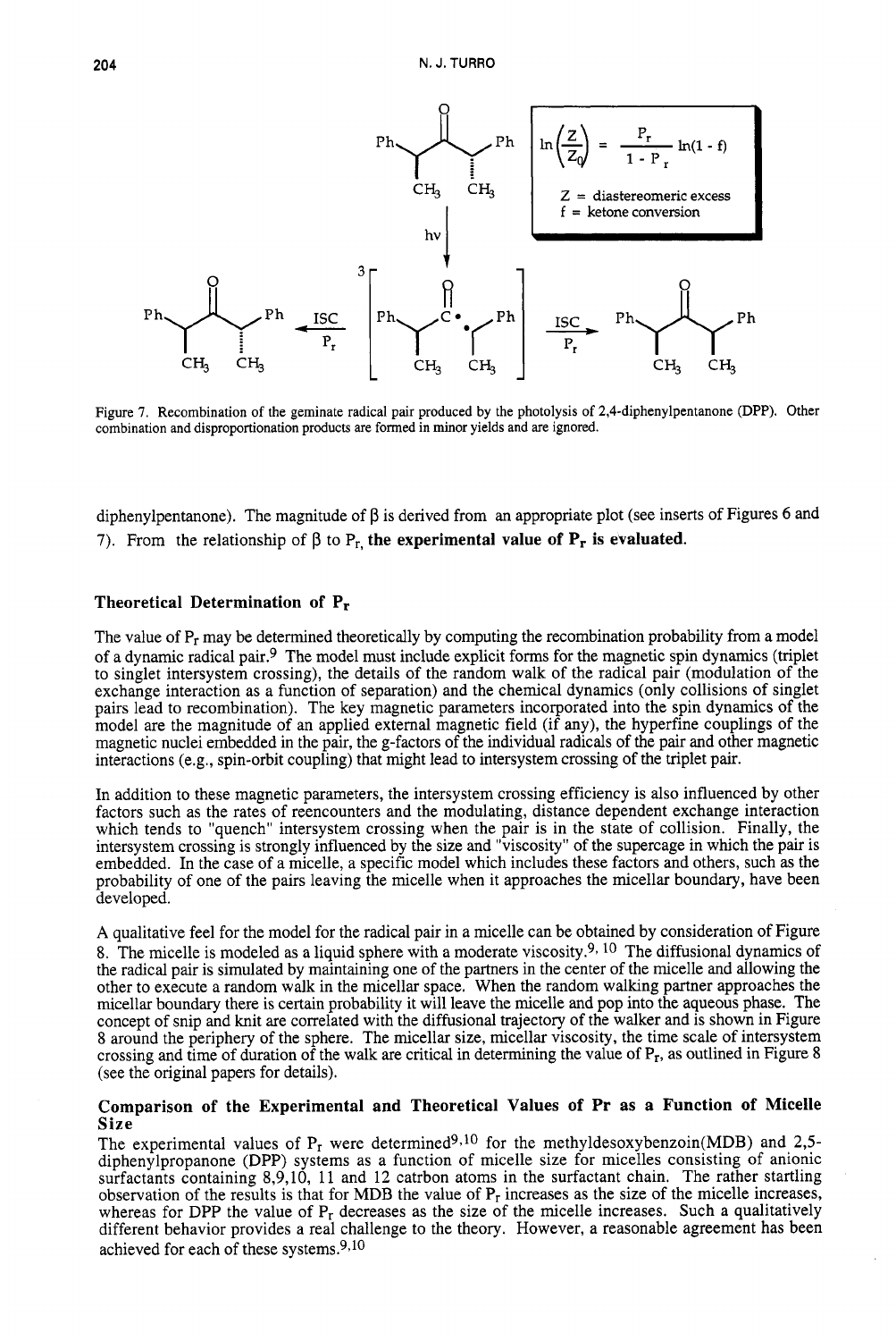$$\ln\left(\frac{Z}{Z_0}\right) = \frac{P_r}{1 - P_r}\ln(1 - f)$$

Z = diastereomeric excess
f = ketone conversion

Figure 7. Recombination of the geminate radical pair produced by the photolysis of 2,4-diphenylpentanone (DPP). Other combination and disproportionation products are formed in minor yields and are ignored.

diphenylpentanone). The magnitude of β is derived from an appropriate plot (see inserts of Figures 6 and 7). From the relationship of β to $P_r$, **the experimental value of $P_r$ is evaluated.**

### Theoretical Determination of $P_r$

The value of $P_r$ may be determined theoretically by computing the recombination probability from a model of a dynamic radical pair.[9] The model must include explicit forms for the magnetic spin dynamics (triplet to singlet intersystem crossing), the details of the random walk of the radical pair (modulation of the exchange interaction as a function of separation) and the chemical dynamics (only collisions of singlet pairs lead to recombination). The key magnetic parameters incorporated into the spin dynamics of the model are the magnitude of an applied external magnetic field (if any), the hyperfine couplings of the magnetic nuclei embedded in the pair, the g-factors of the individual radicals of the pair and other magnetic interactions (e.g., spin-orbit coupling) that might lead to intersystem crossing of the triplet pair.

In addition to these magnetic parameters, the intersystem crossing efficiency is also influenced by other factors such as the rates of reencounters and the modulating, distance dependent exchange interaction which tends to "quench" intersystem crossing when the pair is in the state of collision. Finally, the intersystem crossing is strongly influenced by the size and "viscosity" of the supercage in which the pair is embedded. In the case of a micelle, a specific model which includes these factors and others, such as the probability of one of the pairs leaving the micelle when it approaches the micellar boundary, have been developed.

A qualitative feel for the model for the radical pair in a micelle can be obtained by consideration of Figure 8. The micelle is modeled as a liquid sphere with a moderate viscosity.[9, 10] The diffusional dynamics of the radical pair is simulated by maintaining one of the partners in the center of the micelle and allowing the other to execute a random walk in the micellar space. When the random walking partner approaches the micellar boundary there is certain probability it will leave the micelle and pop into the aqueous phase. The concept of snip and knit are correlated with the diffusional trajectory of the walker and is shown in Figure 8 around the periphery of the sphere. The micellar size, micellar viscosity, the time scale of intersystem crossing and time of duration of the walk are critical in determining the value of $P_r$, as outlined in Figure 8 (see the original papers for details).

### Comparison of the Experimental and Theoretical Values of Pr as a Function of Micelle Size

The experimental values of $P_r$ were determined[9,10] for the methyldesoxybenzoin(MDB) and 2,5-diphenylpropanone (DPP) systems as a function of micelle size for micelles consisting of anionic surfactants containing 8,9,10, 11 and 12 catrbon atoms in the surfactant chain. The rather startling observation of the results is that for MDB the value of $P_r$ increases as the size of the micelle increases, whereas for DPP the value of $P_r$ decreases as the size of the micelle increases. Such a qualitatively different behavior provides a real challenge to the theory. However, a reasonable agreement has been achieved for each of these systems.[9,10]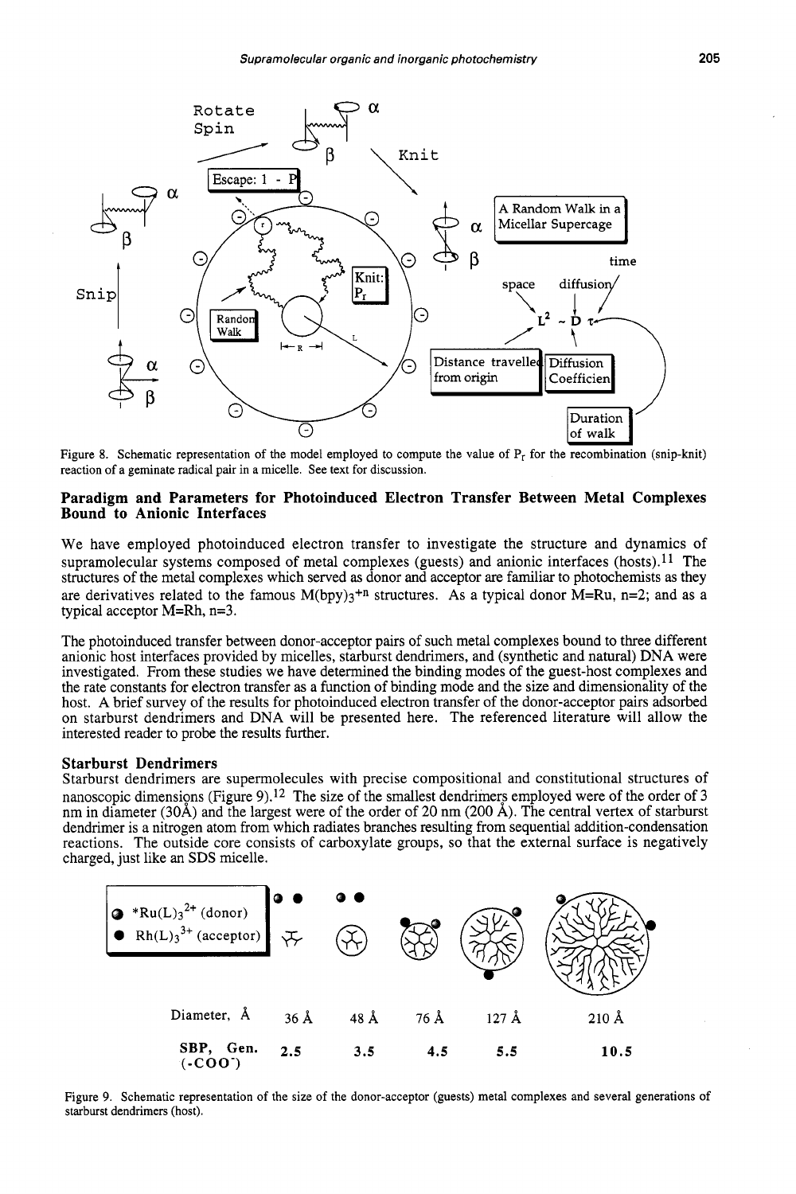Figure 8. Schematic representation of the model employed to compute the value of $P_r$ for the recombination (snip-knit) reaction of a geminate radical pair in a micelle. See text for discussion.

## Paradigm and Parameters for Photoinduced Electron Transfer Between Metal Complexes Bound to Anionic Interfaces

We have employed photoinduced electron transfer to investigate the structure and dynamics of supramolecular systems composed of metal complexes (guests) and anionic interfaces (hosts).[11] The structures of the metal complexes which served as donor and acceptor are familiar to photochemists as they are derivatives related to the famous $M(bpy)_3{}^{+n}$ structures. As a typical donor M=Ru, n=2; and as a typical acceptor M=Rh, n=3.

The photoinduced transfer between donor-acceptor pairs of such metal complexes bound to three different anionic host interfaces provided by micelles, starburst dendrimers, and (synthetic and natural) DNA were investigated. From these studies we have determined the binding modes of the guest-host complexes and the rate constants for electron transfer as a function of binding mode and the size and dimensionality of the host. A brief survey of the results for photoinduced electron transfer of the donor-acceptor pairs adsorbed on starburst dendrimers and DNA will be presented here. The referenced literature will allow the interested reader to probe the results further.

### Starburst Dendrimers

Starburst dendrimers are supermolecules with precise compositional and constitutional structures of nanoscopic dimensions (Figure 9).[12] The size of the smallest dendrimers employed were of the order of 3 nm in diameter (30Å) and the largest were of the order of 20 nm (200 Å). The central vertex of starburst dendrimer is a nitrogen atom from which radiates branches resulting from sequential addition-condensation reactions. The outside core consists of carboxylate groups, so that the external surface is negatively charged, just like an SDS micelle.

Figure 9. Schematic representation of the size of the donor-acceptor (guests) metal complexes and several generations of starburst dendrimers (host).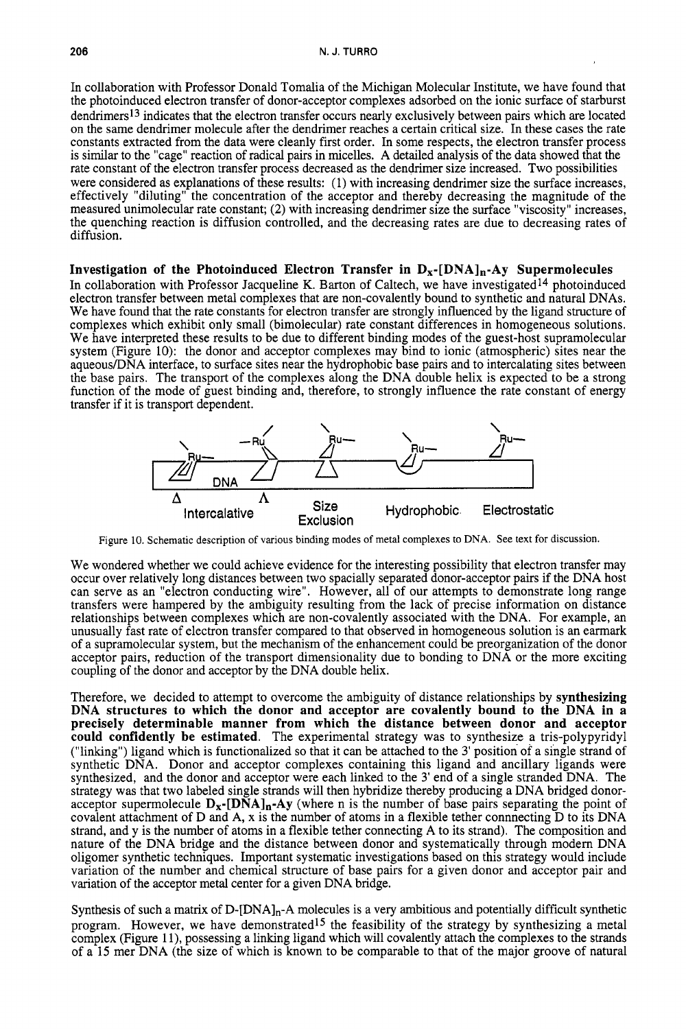In collaboration with Professor Donald Tomalia of the Michigan Molecular Institute, we have found that the photoinduced electron transfer of donor-acceptor complexes adsorbed on the ionic surface of starburst dendrimers[13] indicates that the electron transfer occurs nearly exclusively between pairs which are located on the same dendrimer molecule after the dendrimer reaches a certain critical size. In these cases the rate constants extracted from the data were cleanly first order. In some respects, the electron transfer process is similar to the "cage" reaction of radical pairs in micelles. A detailed analysis of the data showed that the rate constant of the electron transfer process decreased as the dendrimer size increased. Two possibilities were considered as explanations of these results: (1) with increasing dendrimer size the surface increases, effectively "diluting" the concentration of the acceptor and thereby decreasing the magnitude of the measured unimolecular rate constant; (2) with increasing dendrimer size the surface "viscosity" increases, the quenching reaction is diffusion controlled, and the decreasing rates are due to decreasing rates of diffusion.

**Investigation of the Photoinduced Electron Transfer in $D_x$-$[DNA]_n$-$Ay$ Supermolecules**

In collaboration with Professor Jacqueline K. Barton of Caltech, we have investigated[14] photoinduced electron transfer between metal complexes that are non-covalently bound to synthetic and natural DNAs. We have found that the rate constants for electron transfer are strongly influenced by the ligand structure of complexes which exhibit only small (bimolecular) rate constant differences in homogeneous solutions. We have interpreted these results to be due to different binding modes of the guest-host supramolecular system (Figure 10): the donor and acceptor complexes may bind to ionic (atmospheric) sites near the aqueous/DNA interface, to surface sites near the hydrophobic base pairs and to intercalating sites between the base pairs. The transport of the complexes along the DNA double helix is expected to be a strong function of the mode of guest binding and, therefore, to strongly influence the rate constant of energy transfer if it is transport dependent.

Ru
Ru
Ru
Ru
Ru
DNA
Δ
Λ
Intercalative
Size Exclusion
Hydrophobic
Electrostatic

Figure 10. Schematic description of various binding modes of metal complexes to DNA. See text for discussion.

We wondered whether we could achieve evidence for the interesting possibility that electron transfer may occur over relatively long distances between two spacially separated donor-acceptor pairs if the DNA host can serve as an "electron conducting wire". However, all of our attempts to demonstrate long range transfers were hampered by the ambiguity resulting from the lack of precise information on distance relationships between complexes which are non-covalently associated with the DNA. For example, an unusually fast rate of electron transfer compared to that observed in homogeneous solution is an earmark of a supramolecular system, but the mechanism of the enhancement could be preorganization of the donor acceptor pairs, reduction of the transport dimensionality due to bonding to DNA or the more exciting coupling of the donor and acceptor by the DNA double helix.

Therefore, we decided to attempt to overcome the ambiguity of distance relationships by **synthesizing DNA structures to which the donor and acceptor are covalently bound to the DNA in a precisely determinable manner from which the distance between donor and acceptor could confidently be estimated**. The experimental strategy was to synthesize a tris-polypyridyl ("linking") ligand which is functionalized so that it can be attached to the 3' position of a single strand of synthetic DNA. Donor and acceptor complexes containing this ligand and ancillary ligands were synthesized, and the donor and acceptor were each linked to the 3' end of a single stranded DNA. The strategy was that two labeled single strands will then hybridize thereby producing a DNA bridged donor-acceptor supermolecule **$D_x$-$[DNA]_n$-$Ay$** (where n is the number of base pairs separating the point of covalent attachment of D and A, x is the number of atoms in a flexible tether connnecting D to its DNA strand, and y is the number of atoms in a flexible tether connecting A to its strand). The composition and nature of the DNA bridge and the distance between donor and systematically through modern DNA oligomer synthetic techniques. Important systematic investigations based on this strategy would include variation of the number and chemical structure of base pairs for a given donor and acceptor pair and variation of the acceptor metal center for a given DNA bridge.

Synthesis of such a matrix of D-$[DNA]_n$-A molecules is a very ambitious and potentially difficult synthetic program. However, we have demonstrated[15] the feasibility of the strategy by synthesizing a metal complex (Figure 11), possessing a linking ligand which will covalently attach the complexes to the strands of a 15 mer DNA (the size of which is known to be comparable to that of the major groove of natural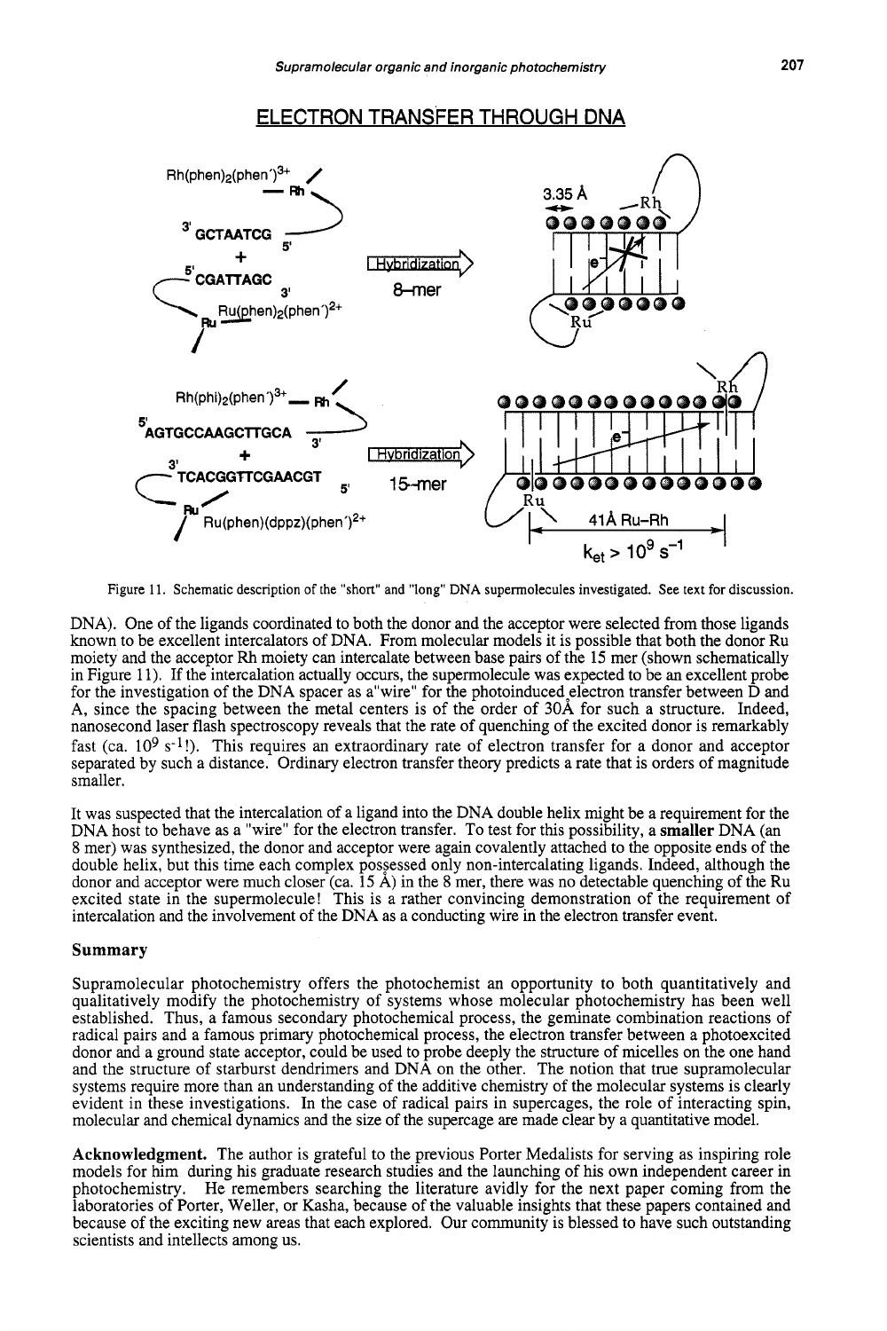## ELECTRON TRANSFER THROUGH DNA

$Rh(phen)_2(phen')^{3+}$

3' GCTAATCG 5'

+

5' CGATTAGC 3'

$Ru(phen)_2(phen')^{2+}$

Hybridization

8–mer

3.35 Å

Rh

e

Ru

$Rh(phi)_2(phen')^{3+}$

5' AGTGCCAAGCTTGCA 3'

+

3' TCACGGTTCGAACGT 5'

$Ru(phen)(dppz)(phen')^{2+}$

Hybridization

15–mer

Rh

e

Ru

41Å Ru–Rh

$k_{et} > 10^9\ s^{-1}$

Figure 11. Schematic description of the "short" and "long" DNA supermolecules investigated. See text for discussion.

DNA). One of the ligands coordinated to both the donor and the acceptor were selected from those ligands known to be excellent intercalators of DNA. From molecular models it is possible that both the donor Ru moiety and the acceptor Rh moiety can intercalate between base pairs of the 15 mer (shown schematically in Figure 11). If the intercalation actually occurs, the supermolecule was expected to be an excellent probe for the investigation of the DNA spacer as a"wire" for the photoinduced electron transfer between D and A, since the spacing between the metal centers is of the order of 30Å for such a structure. Indeed, nanosecond laser flash spectroscopy reveals that the rate of quenching of the excited donor is remarkably fast (ca. $10^9\ s^{-1}$!). This requires an extraordinary rate of electron transfer for a donor and acceptor separated by such a distance. Ordinary electron transfer theory predicts a rate that is orders of magnitude smaller.

It was suspected that the intercalation of a ligand into the DNA double helix might be a requirement for the DNA host to behave as a "wire" for the electron transfer. To test for this possibility, a **smaller** DNA (an 8 mer) was synthesized, the donor and acceptor were again covalently attached to the opposite ends of the double helix, but this time each complex possessed only non-intercalating ligands. Indeed, although the donor and acceptor were much closer (ca. 15 Å) in the 8 mer, there was no detectable quenching of the Ru excited state in the supermolecule! This is a rather convincing demonstration of the requirement of intercalation and the involvement of the DNA as a conducting wire in the electron transfer event.

### Summary

Supramolecular photochemistry offers the photochemist an opportunity to both quantitatively and qualitatively modify the photochemistry of systems whose molecular photochemistry has been well established. Thus, a famous secondary photochemical process, the geminate combination reactions of radical pairs and a famous primary photochemical process, the electron transfer between a photoexcited donor and a ground state acceptor, could be used to probe deeply the structure of micelles on the one hand and the structure of starburst dendrimers and DNA on the other. The notion that true supramolecular systems require more than an understanding of the additive chemistry of the molecular systems is clearly evident in these investigations. In the case of radical pairs in supercages, the role of interacting spin, molecular and chemical dynamics and the size of the supercage are made clear by a quantitative model.

**Acknowledgment.** The author is grateful to the previous Porter Medalists for serving as inspiring role models for him during his graduate research studies and the launching of his own independent career in photochemistry. He remembers searching the literature avidly for the next paper coming from the laboratories of Porter, Weller, or Kasha, because of the valuable insights that these papers contained and because of the exciting new areas that each explored. Our community is blessed to have such outstanding scientists and intellects among us.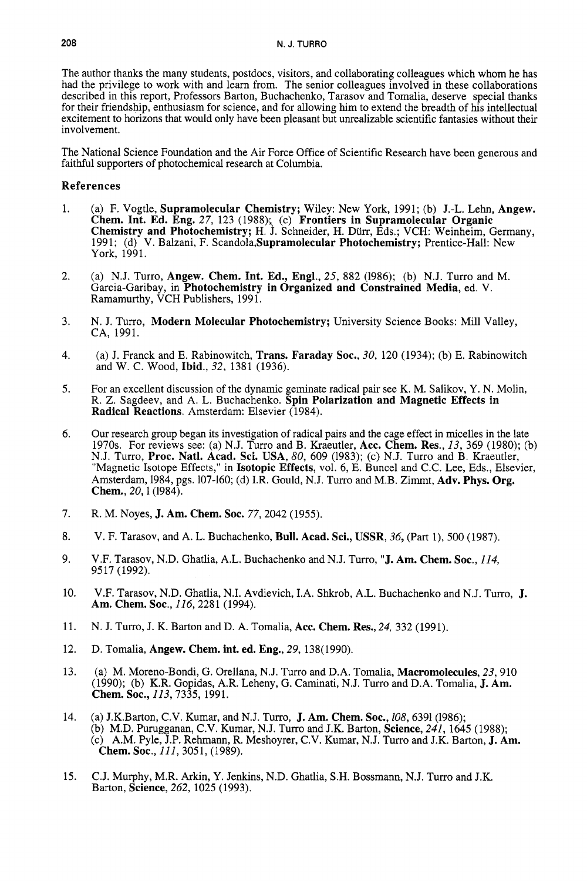The author thanks the many students, postdocs, visitors, and collaborating colleagues which whom he has had the privilege to work with and learn from. The senior colleagues involved in these collaborations described in this report, Professors Barton, Buchachenko, Tarasov and Tomalia, deserve special thanks for their friendship, enthusiasm for science, and for allowing him to extend the breadth of his intellectual excitement to horizons that would only have been pleasant but unrealizable scientific fantasies without their involvement.

The National Science Foundation and the Air Force Office of Scientific Research have been generous and faithful supporters of photochemical research at Columbia.

### References

1. (a) F. Vogtle, **Supramolecular Chemistry;** Wiley: New York, 1991; (b) J.-L. Lehn, **Angew. Chem. Int. Ed. Eng.** *27*, 123 (1988); (c) **Frontiers in Supramolecular Organic Chemistry and Photochemistry;** H. J. Schneider, H. Dürr, Eds.; VCH: Weinheim, Germany, 1991; (d) V. Balzani, F. Scandola,**Supramolecular Photochemistry;** Prentice-Hall: New York, 1991.

2. (a) N.J. Turro, **Angew. Chem. Int. Ed., Engl.**, *25*, 882 (1986); (b) N.J. Turro and M. Garcia-Garibay, in **Photochemistry in Organized and Constrained Media**, ed. V. Ramamurthy, VCH Publishers, 1991.

3. N. J. Turro, **Modern Molecular Photochemistry;** University Science Books: Mill Valley, CA, 1991.

4. (a) J. Franck and E. Rabinowitch, **Trans. Faraday Soc.**, *30*, 120 (1934); (b) E. Rabinowitch and W. C. Wood, **Ibid.**, *32*, 1381 (1936).

5. For an excellent discussion of the dynamic geminate radical pair see K. M. Salikov, Y. N. Molin, R. Z. Sagdeev, and A. L. Buchachenko. **Spin Polarization and Magnetic Effects in Radical Reactions**. Amsterdam: Elsevier (1984).

6. Our research group began its investigation of radical pairs and the cage effect in micelles in the late 1970s. For reviews see: (a) N.J. Turro and B. Kraeutler, **Acc. Chem. Res.**, *13*, 369 (1980); (b) N.J. Turro, **Proc. Natl. Acad. Sci. USA**, *80*, 609 (1983); (c) N.J. Turro and B. Kraeutler, "Magnetic Isotope Effects," in **Isotopic Effects**, vol. 6, E. Buncel and C.C. Lee, Eds., Elsevier, Amsterdam, 1984, pgs. 107-160; (d) I.R. Gould, N.J. Turro and M.B. Zimmt, **Adv. Phys. Org. Chem.**, *20*, 1 (1984).

7. R. M. Noyes, **J. Am. Chem. Soc.** *77*, 2042 (1955).

8. V. F. Tarasov, and A. L. Buchachenko, **Bull. Acad. Sci., USSR**, *36*, (Part 1), 500 (1987).

9. V.F. Tarasov, N.D. Ghatlia, A.L. Buchachenko and N.J. Turro, "**J. Am. Chem. Soc.**, *114*, 9517 (1992).

10. V.F. Tarasov, N.D. Ghatlia, N.I. Avdievich, I.A. Shkrob, A.L. Buchachenko and N.J. Turro, **J. Am. Chem. Soc.**, *116*, 2281 (1994).

11. N. J. Turro, J. K. Barton and D. A. Tomalia, **Acc. Chem. Res.**, *24*, 332 (1991).

12. D. Tomalia, **Angew. Chem. int. ed. Eng.**, *29*, 138(1990).

13. (a) M. Moreno-Bondi, G. Orellana, N.J. Turro and D.A. Tomalia, **Macromolecules**, *23*, 910 (1990); (b) K.R. Gopidas, A.R. Leheny, G. Caminati, N.J. Turro and D.A. Tomalia, **J. Am. Chem. Soc.**, *113*, 7335, 1991.

14. (a) J.K.Barton, C.V. Kumar, and N.J. Turro, **J. Am. Chem. Soc.**, *108*, 6391 (1986); (b) M.D. Purugganan, C.V. Kumar, N.J. Turro and J.K. Barton, **Science**, *241*, 1645 (1988); (c) A.M. Pyle, J.P. Rehmann, R. Meshoyrer, C.V. Kumar, N.J. Turro and J.K. Barton, **J. Am. Chem. Soc.**, *111*, 3051, (1989).

15. C.J. Murphy, M.R. Arkin, Y. Jenkins, N.D. Ghatlia, S.H. Bossmann, N.J. Turro and J.K. Barton, **Science**, *262*, 1025 (1993).